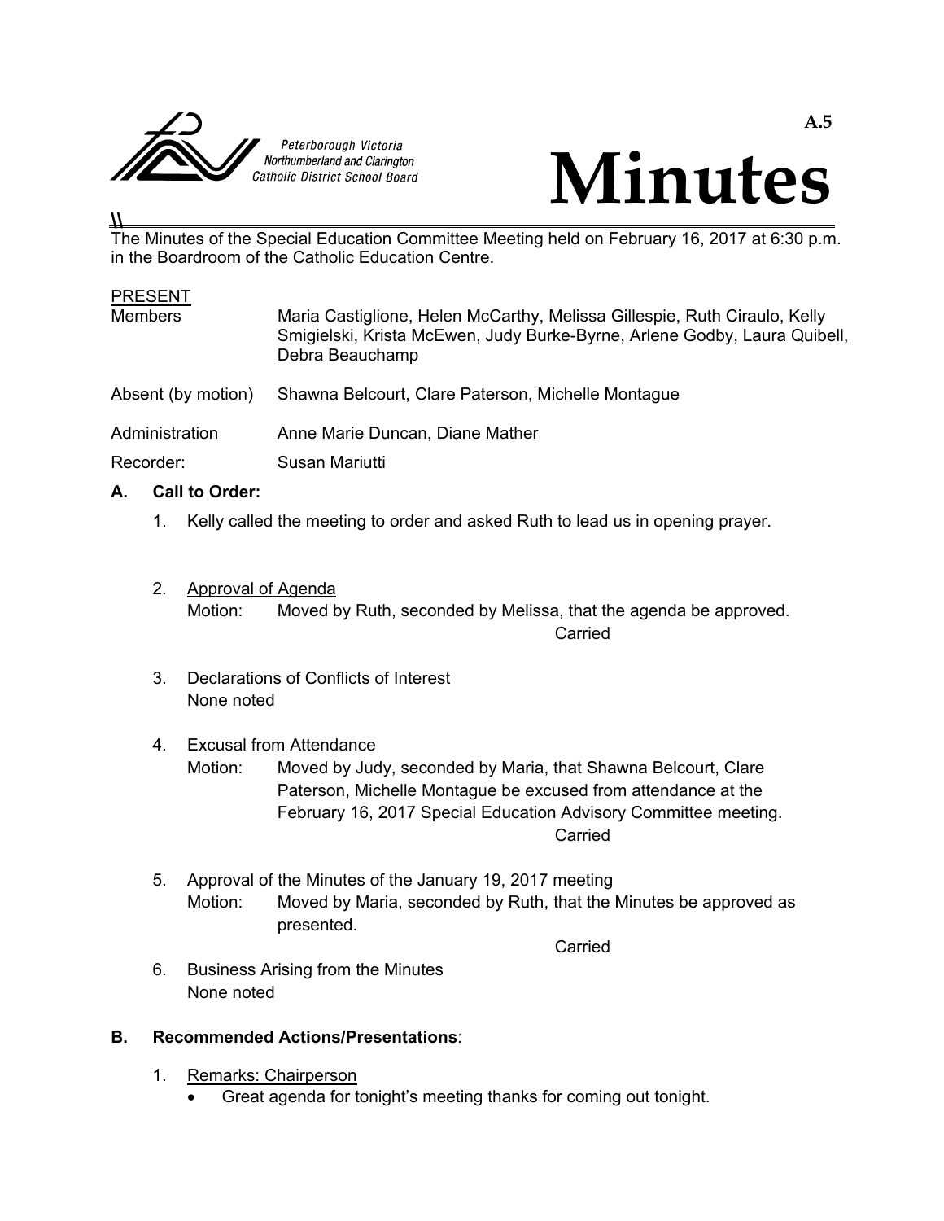Peterborough Victoria Northumberland and Clarington Catholic District School Board

A.5

# Minutes

The Minutes of the Special Education Committee Meeting held on February 16, 2017 at 6:30 p.m. in the Boardroom of the Catholic Education Centre.

PRESENT

| | |
|---|---|
| Members | Maria Castiglione, Helen McCarthy, Melissa Gillespie, Ruth Ciraulo, Kelly Smigielski, Krista McEwen, Judy Burke-Byrne, Arlene Godby, Laura Quibell, Debra Beauchamp |
| Absent (by motion) | Shawna Belcourt, Clare Paterson, Michelle Montague |
| Administration | Anne Marie Duncan, Diane Mather |
| Recorder: | Susan Mariutti |

## A. Call to Order:

1. Kelly called the meeting to order and asked Ruth to lead us in opening prayer.

2. Approval of Agenda

   Motion: Moved by Ruth, seconded by Melissa, that the agenda be approved.

   Carried

3. Declarations of Conflicts of Interest

   None noted

4. Excusal from Attendance

   Motion: Moved by Judy, seconded by Maria, that Shawna Belcourt, Clare Paterson, Michelle Montague be excused from attendance at the February 16, 2017 Special Education Advisory Committee meeting.

   Carried

5. Approval of the Minutes of the January 19, 2017 meeting

   Motion: Moved by Maria, seconded by Ruth, that the Minutes be approved as presented.

   Carried

6. Business Arising from the Minutes

   None noted

## B. Recommended Actions/Presentations:

1. Remarks: Chairperson
   - Great agenda for tonight's meeting thanks for coming out tonight.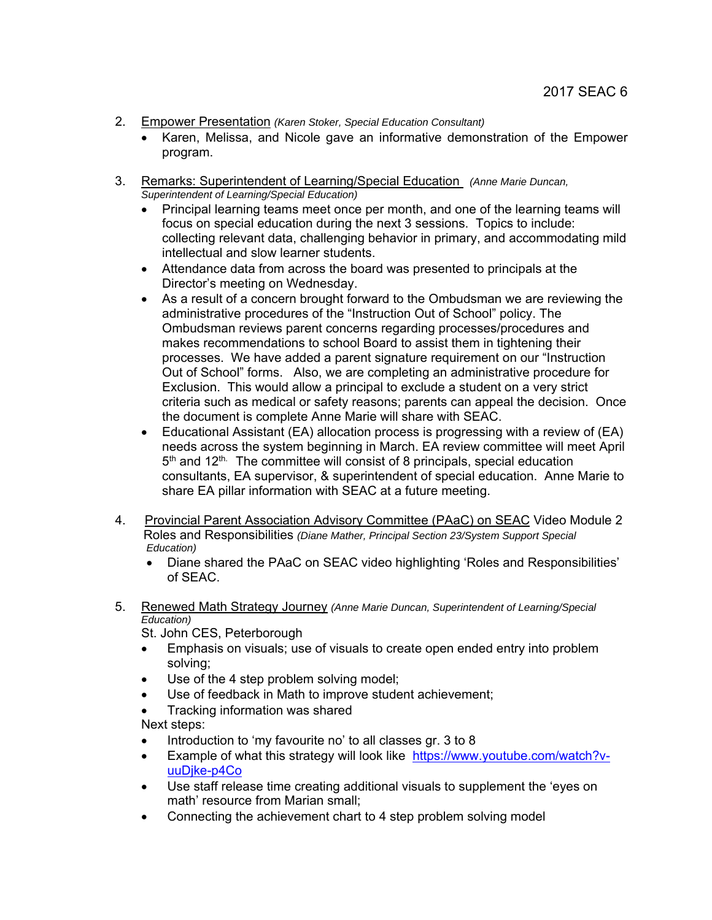2. <u>Empower Presentation</u> *(Karen Stoker, Special Education Consultant)*
   - Karen, Melissa, and Nicole gave an informative demonstration of the Empower program.

3. <u>Remarks: Superintendent of Learning/Special Education</u> *(Anne Marie Duncan, Superintendent of Learning/Special Education)*
   - Principal learning teams meet once per month, and one of the learning teams will focus on special education during the next 3 sessions. Topics to include: collecting relevant data, challenging behavior in primary, and accommodating mild intellectual and slow learner students.
   - Attendance data from across the board was presented to principals at the Director's meeting on Wednesday.
   - As a result of a concern brought forward to the Ombudsman we are reviewing the administrative procedures of the "Instruction Out of School" policy. The Ombudsman reviews parent concerns regarding processes/procedures and makes recommendations to school Board to assist them in tightening their processes. We have added a parent signature requirement on our "Instruction Out of School" forms. Also, we are completing an administrative procedure for Exclusion. This would allow a principal to exclude a student on a very strict criteria such as medical or safety reasons; parents can appeal the decision. Once the document is complete Anne Marie will share with SEAC.
   - Educational Assistant (EA) allocation process is progressing with a review of (EA) needs across the system beginning in March. EA review committee will meet April 5th and 12th. The committee will consist of 8 principals, special education consultants, EA supervisor, & superintendent of special education. Anne Marie to share EA pillar information with SEAC at a future meeting.

4. <u>Provincial Parent Association Advisory Committee (PAaC) on SEAC</u> Video Module 2 Roles and Responsibilities *(Diane Mather, Principal Section 23/System Support Special Education)*
   - Diane shared the PAaC on SEAC video highlighting 'Roles and Responsibilities' of SEAC.

5. <u>Renewed Math Strategy Journey</u> *(Anne Marie Duncan, Superintendent of Learning/Special Education)*

   St. John CES, Peterborough
   - Emphasis on visuals; use of visuals to create open ended entry into problem solving;
   - Use of the 4 step problem solving model;
   - Use of feedback in Math to improve student achievement;
   - Tracking information was shared

   Next steps:
   - Introduction to 'my favourite no' to all classes gr. 3 to 8
   - Example of what this strategy will look like https://www.youtube.com/watch?v-uuDjke-p4Co
   - Use staff release time creating additional visuals to supplement the 'eyes on math' resource from Marian small;
   - Connecting the achievement chart to 4 step problem solving model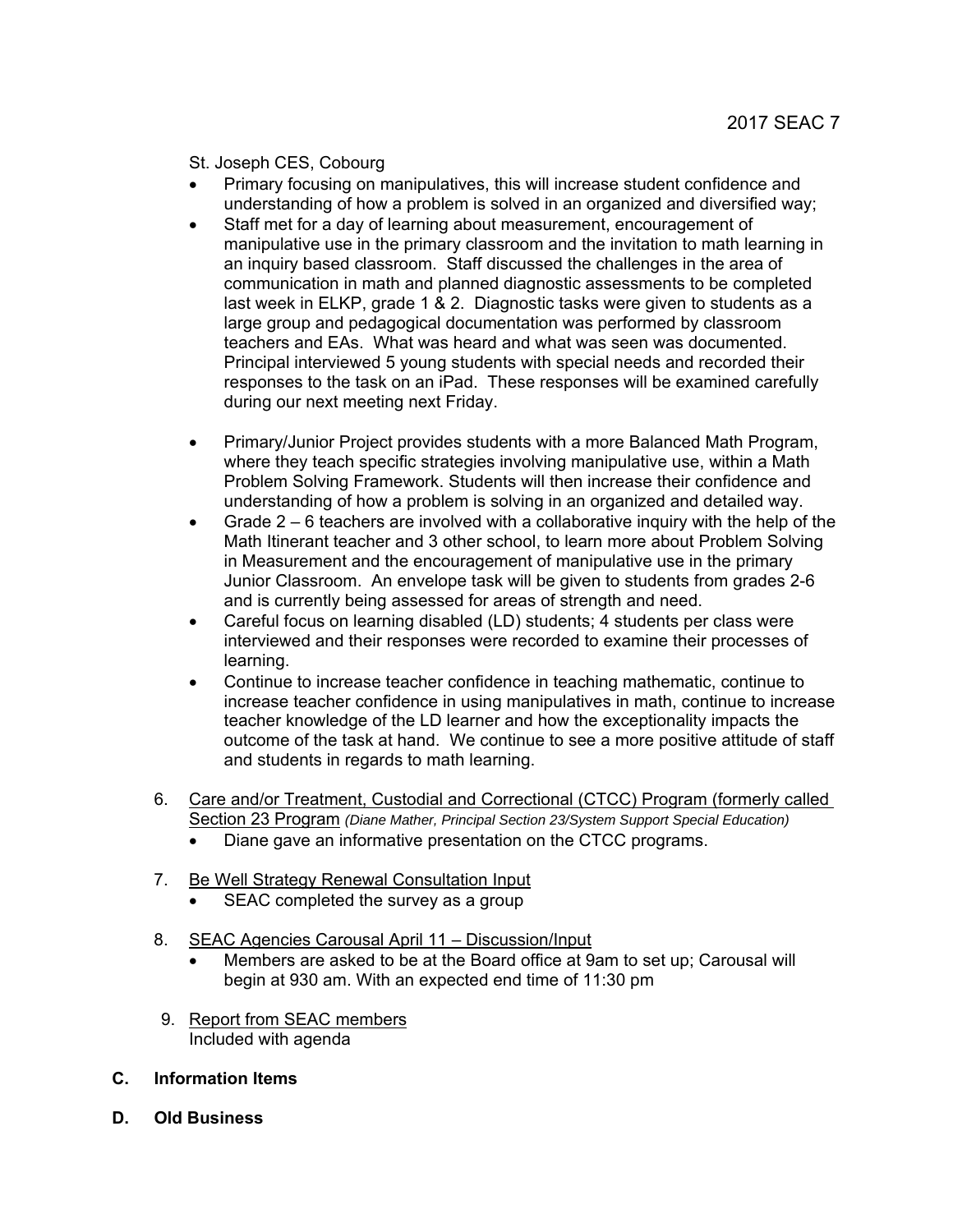St. Joseph CES, Cobourg

- Primary focusing on manipulatives, this will increase student confidence and understanding of how a problem is solved in an organized and diversified way;
- Staff met for a day of learning about measurement, encouragement of manipulative use in the primary classroom and the invitation to math learning in an inquiry based classroom. Staff discussed the challenges in the area of communication in math and planned diagnostic assessments to be completed last week in ELKP, grade 1 & 2. Diagnostic tasks were given to students as a large group and pedagogical documentation was performed by classroom teachers and EAs. What was heard and what was seen was documented. Principal interviewed 5 young students with special needs and recorded their responses to the task on an iPad. These responses will be examined carefully during our next meeting next Friday.

- Primary/Junior Project provides students with a more Balanced Math Program, where they teach specific strategies involving manipulative use, within a Math Problem Solving Framework. Students will then increase their confidence and understanding of how a problem is solving in an organized and detailed way.
- Grade 2 – 6 teachers are involved with a collaborative inquiry with the help of the Math Itinerant teacher and 3 other school, to learn more about Problem Solving in Measurement and the encouragement of manipulative use in the primary Junior Classroom. An envelope task will be given to students from grades 2-6 and is currently being assessed for areas of strength and need.
- Careful focus on learning disabled (LD) students; 4 students per class were interviewed and their responses were recorded to examine their processes of learning.
- Continue to increase teacher confidence in teaching mathematic, continue to increase teacher confidence in using manipulatives in math, continue to increase teacher knowledge of the LD learner and how the exceptionality impacts the outcome of the task at hand. We continue to see a more positive attitude of staff and students in regards to math learning.

6. Care and/or Treatment, Custodial and Correctional (CTCC) Program (formerly called Section 23 Program *(Diane Mather, Principal Section 23/System Support Special Education)*
   - Diane gave an informative presentation on the CTCC programs.

7. Be Well Strategy Renewal Consultation Input
   - SEAC completed the survey as a group

8. SEAC Agencies Carousal April 11 – Discussion/Input
   - Members are asked to be at the Board office at 9am to set up; Carousal will begin at 930 am. With an expected end time of 11:30 pm

9. Report from SEAC members
   Included with agenda

**C. Information Items**

**D. Old Business**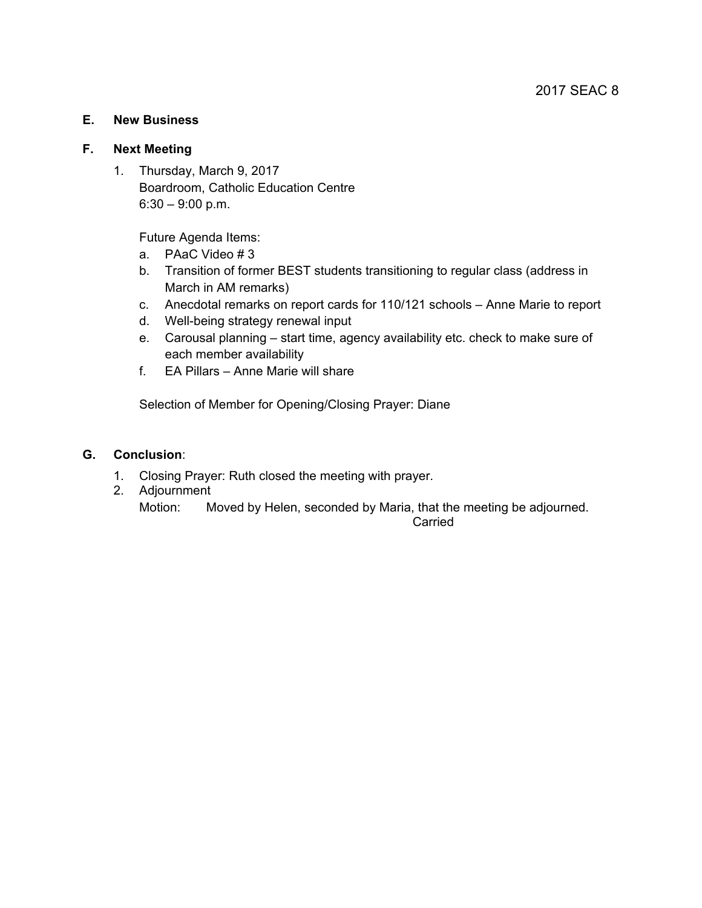## E. New Business

## F. Next Meeting

1. Thursday, March 9, 2017
   Boardroom, Catholic Education Centre
   6:30 – 9:00 p.m.

   Future Agenda Items:

   a. PAaC Video # 3
   b. Transition of former BEST students transitioning to regular class (address in March in AM remarks)
   c. Anecdotal remarks on report cards for 110/121 schools – Anne Marie to report
   d. Well-being strategy renewal input
   e. Carousal planning – start time, agency availability etc. check to make sure of each member availability
   f. EA Pillars – Anne Marie will share

   Selection of Member for Opening/Closing Prayer: Diane

## G. Conclusion:

1. Closing Prayer: Ruth closed the meeting with prayer.
2. Adjournment
   Motion: Moved by Helen, seconded by Maria, that the meeting be adjourned.
   Carried